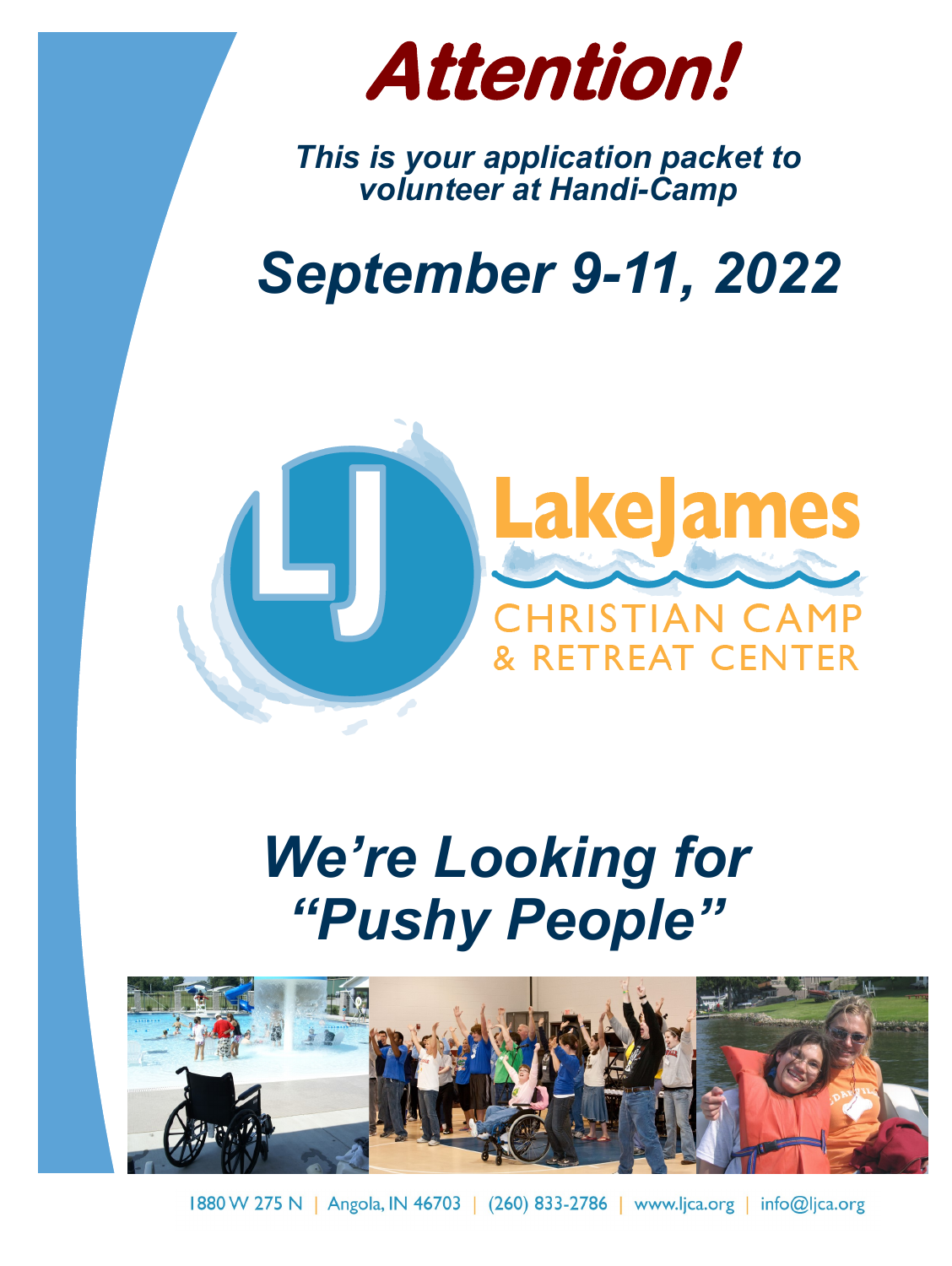# *Attention!*

***This is your application packet to volunteer at Handi-Camp***

## *September 9-11, 2022*

LakeJames
CHRISTIAN CAMP
& RETREAT CENTER

## *We're Looking for "Pushy People"*

1880 W 275 N | Angola, IN 46703 | (260) 833-2786 | www.ljca.org | info@ljca.org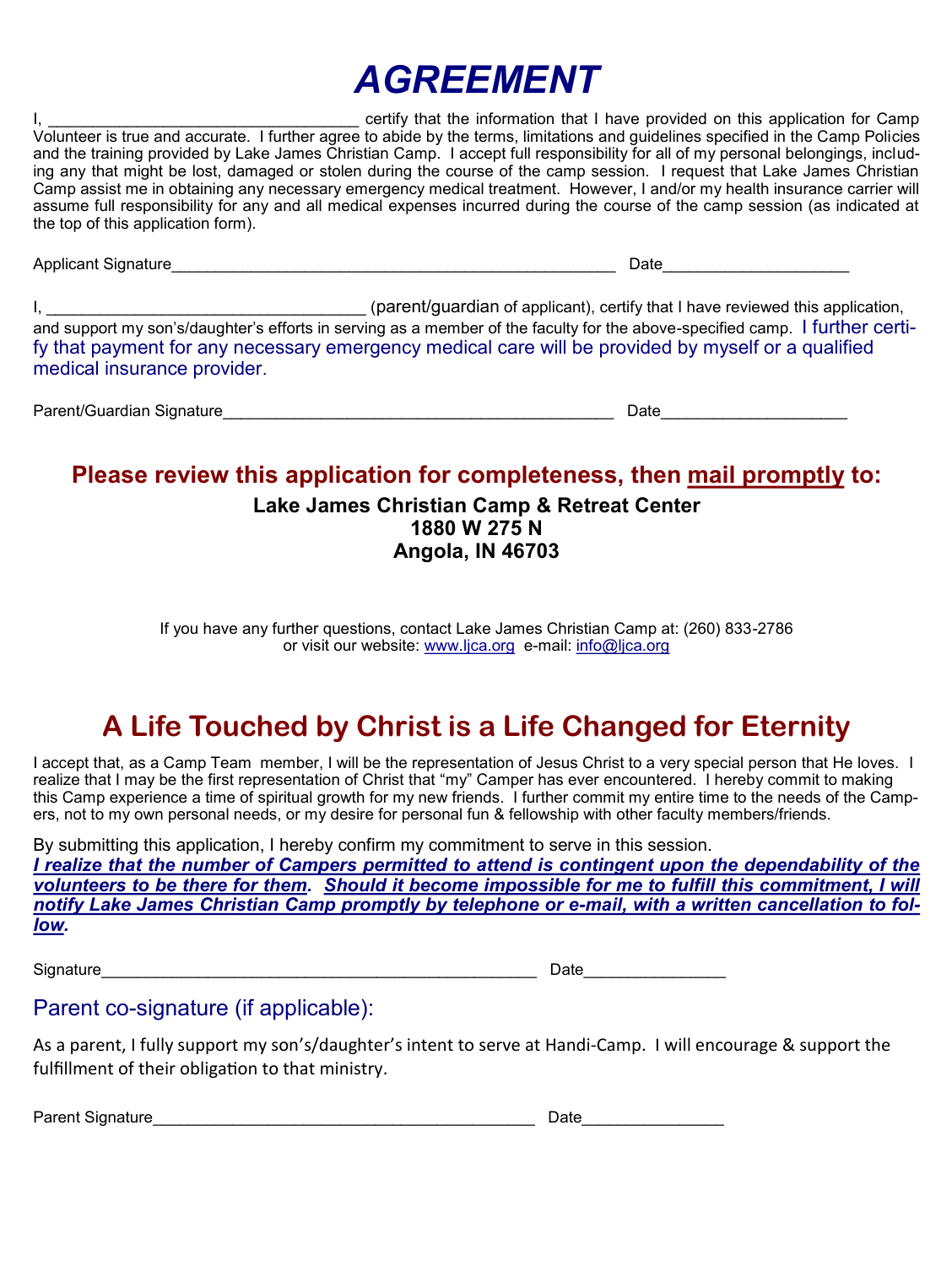# AGREEMENT

I, ___________________________________ certify that the information that I have provided on this application for Camp Volunteer is true and accurate. I further agree to abide by the terms, limitations and guidelines specified in the Camp Policies and the training provided by Lake James Christian Camp. I accept full responsibility for all of my personal belongings, including any that might be lost, damaged or stolen during the course of the camp session. I request that Lake James Christian Camp assist me in obtaining any necessary emergency medical treatment. However, I and/or my health insurance carrier will assume full responsibility for any and all medical expenses incurred during the course of the camp session (as indicated at the top of this application form).

Applicant Signature___________________________________________________ Date____________________

I, ___________________________________ (parent/guardian of applicant), certify that I have reviewed this application, and support my son's/daughter's efforts in serving as a member of the faculty for the above-specified camp. I further certify that payment for any necessary emergency medical care will be provided by myself or a qualified medical insurance provider.

Parent/Guardian Signature____________________________________________ Date____________________

## Please review this application for completeness, then <u>mail promptly</u> to:

**Lake James Christian Camp & Retreat Center**
**1880 W 275 N**
**Angola, IN 46703**

If you have any further questions, contact Lake James Christian Camp at: (260) 833-2786
or visit our website: www.ljca.org e-mail: info@ljca.org

## A Life Touched by Christ is a Life Changed for Eternity

I accept that, as a Camp Team member, I will be the representation of Jesus Christ to a very special person that He loves. I realize that I may be the first representation of Christ that "my" Camper has ever encountered. I hereby commit to making this Camp experience a time of spiritual growth for my new friends. I further commit my entire time to the needs of the Campers, not to my own personal needs, or my desire for personal fun & fellowship with other faculty members/friends.

By submitting this application, I hereby confirm my commitment to serve in this session.
***<u>I realize that the number of Campers permitted to attend is contingent upon the dependability of the volunteers to be there for them</u>. <u>Should it become impossible for me to fulfill this commitment, I will notify Lake James Christian Camp promptly by telephone or e-mail, with a written cancellation to follow</u>.***

Signature________________________________________________ Date_______________

### Parent co-signature (if applicable):

As a parent, I fully support my son's/daughter's intent to serve at Handi-Camp. I will encourage & support the fulfillment of their obligation to that ministry.

Parent Signature__________________________________________ Date_______________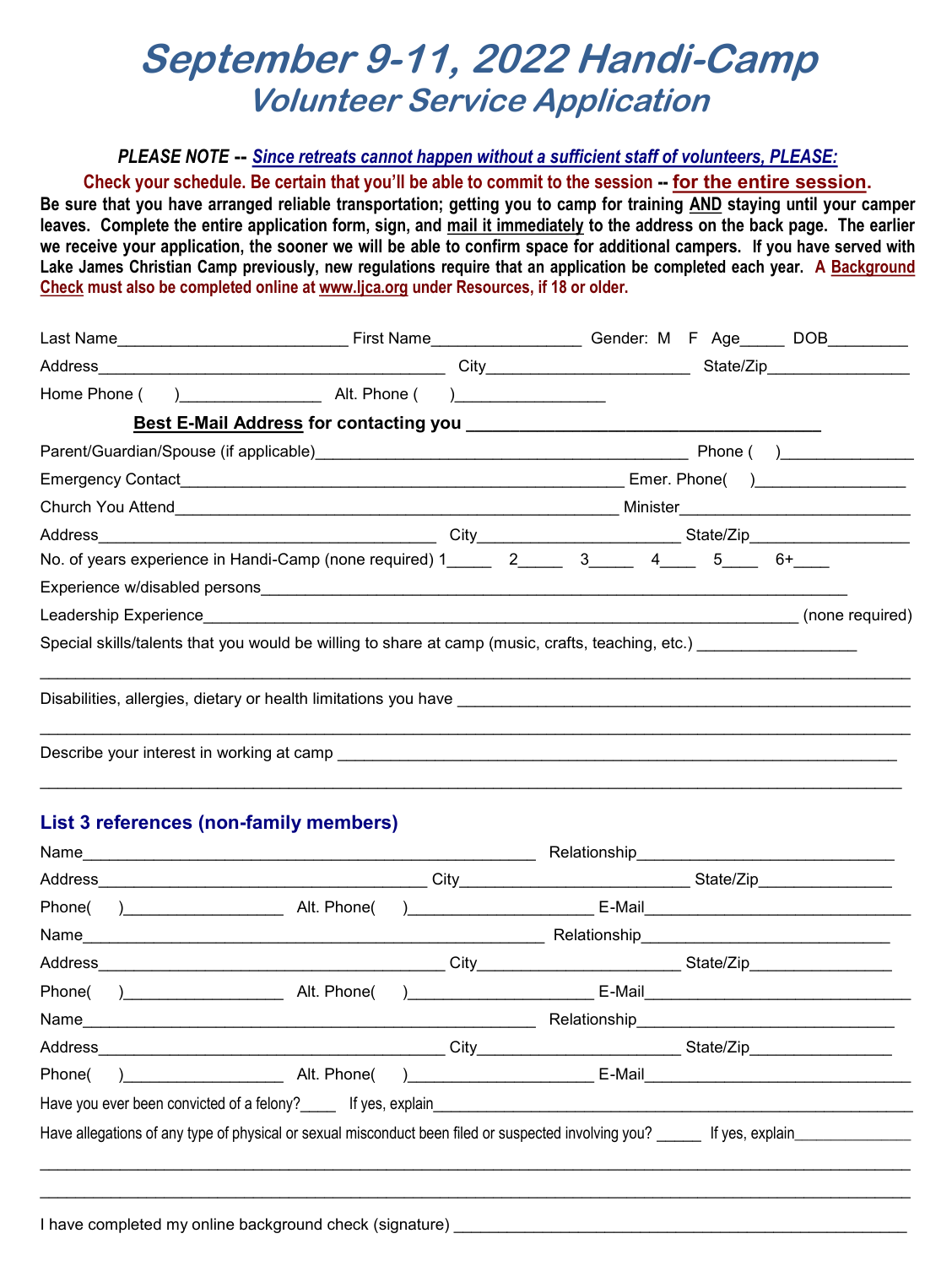# September 9-11, 2022 Handi-Camp

## Volunteer Service Application

***PLEASE NOTE -- Since retreats cannot happen without a sufficient staff of volunteers, PLEASE:***

**Check your schedule. Be certain that you'll be able to commit to the session -- for the entire session.**

**Be sure that you have arranged reliable transportation; getting you to camp for training AND staying until your camper leaves. Complete the entire application form, sign, and mail it immediately to the address on the back page. The earlier we receive your application, the sooner we will be able to confirm space for additional campers. If you have served with Lake James Christian Camp previously, new regulations require that an application be completed each year. A Background Check must also be completed online at www.ljca.org under Resources, if 18 or older.**

Last Name__________________________ First Name________________ Gender: M F Age_____ DOB_________

Address_______________________________________ City______________________ State/Zip________________

Home Phone ( )________________ Alt. Phone ( )________________

**Best E-Mail Address for contacting you ________________________________________**

Parent/Guardian/Spouse (if applicable)________________________________________ Phone ( )______________

Emergency Contact_________________________________________________ Emer. Phone( )________________

Church You Attend_________________________________________________ Minister_________________________

Address_______________________________________ City______________________ State/Zip_________________

No. of years experience in Handi-Camp (none required) 1_____ 2_____ 3_____ 4____ 5____ 6+____

Experience w/disabled persons_________________________________________________________________

Leadership Experience____________________________________________________________ (none required)

Special skills/talents that you would be willing to share at camp (music, crafts, teaching, etc.) _________________

_____________________________________________________________________________________________

Disabilities, allergies, dietary or health limitations you have ______________________________________________

_____________________________________________________________________________________________

Describe your interest in working at camp ___________________________________________________________

_____________________________________________________________________________________________

### List 3 references (non-family members)

Name___________________________________________________ Relationship_____________________________

Address_____________________________________ City_________________________ State/Zip_______________

Phone( )__________________ Alt. Phone( )_____________________ E-Mail______________________________

Name___________________________________________________ Relationship_____________________________

Address_______________________________________ City______________________ State/Zip________________

Phone( )__________________ Alt. Phone( )_____________________ E-Mail______________________________

Name___________________________________________________ Relationship_____________________________

Address_______________________________________ City______________________ State/Zip________________

Phone( )__________________ Alt. Phone( )_____________________ E-Mail______________________________

Have you ever been convicted of a felony?_____ If yes, explain_____________________________________________

Have allegations of any type of physical or sexual misconduct been filed or suspected involving you? ______ If yes, explain______________

_____________________________________________________________________________________________

_____________________________________________________________________________________________

I have completed my online background check (signature) ____________________________________________________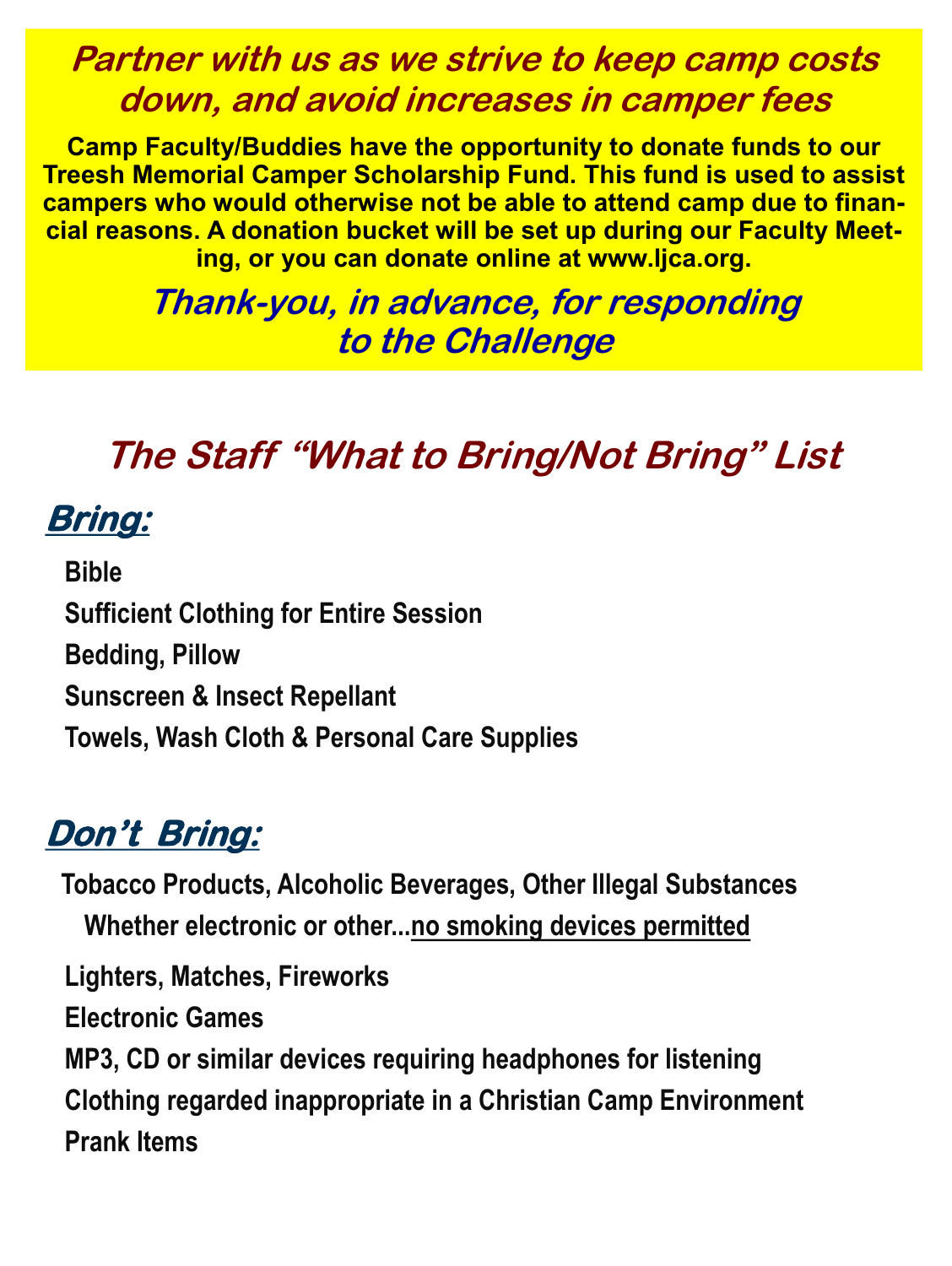## Partner with us as we strive to keep camp costs down, and avoid increases in camper fees

**Camp Faculty/Buddies have the opportunity to donate funds to our Treesh Memorial Camper Scholarship Fund. This fund is used to assist campers who would otherwise not be able to attend camp due to financial reasons. A donation bucket will be set up during our Faculty Meeting, or you can donate online at www.ljca.org.**

### Thank-you, in advance, for responding to the Challenge

# The Staff "What to Bring/Not Bring" List

## Bring:

- Bible
- Sufficient Clothing for Entire Session
- Bedding, Pillow
- Sunscreen & Insect Repellant
- Towels, Wash Cloth & Personal Care Supplies

## Don't Bring:

- Tobacco Products, Alcoholic Beverages, Other Illegal Substances
  - Whether electronic or other...no smoking devices permitted
- Lighters, Matches, Fireworks
- Electronic Games
- MP3, CD or similar devices requiring headphones for listening
- Clothing regarded inappropriate in a Christian Camp Environment
- Prank Items